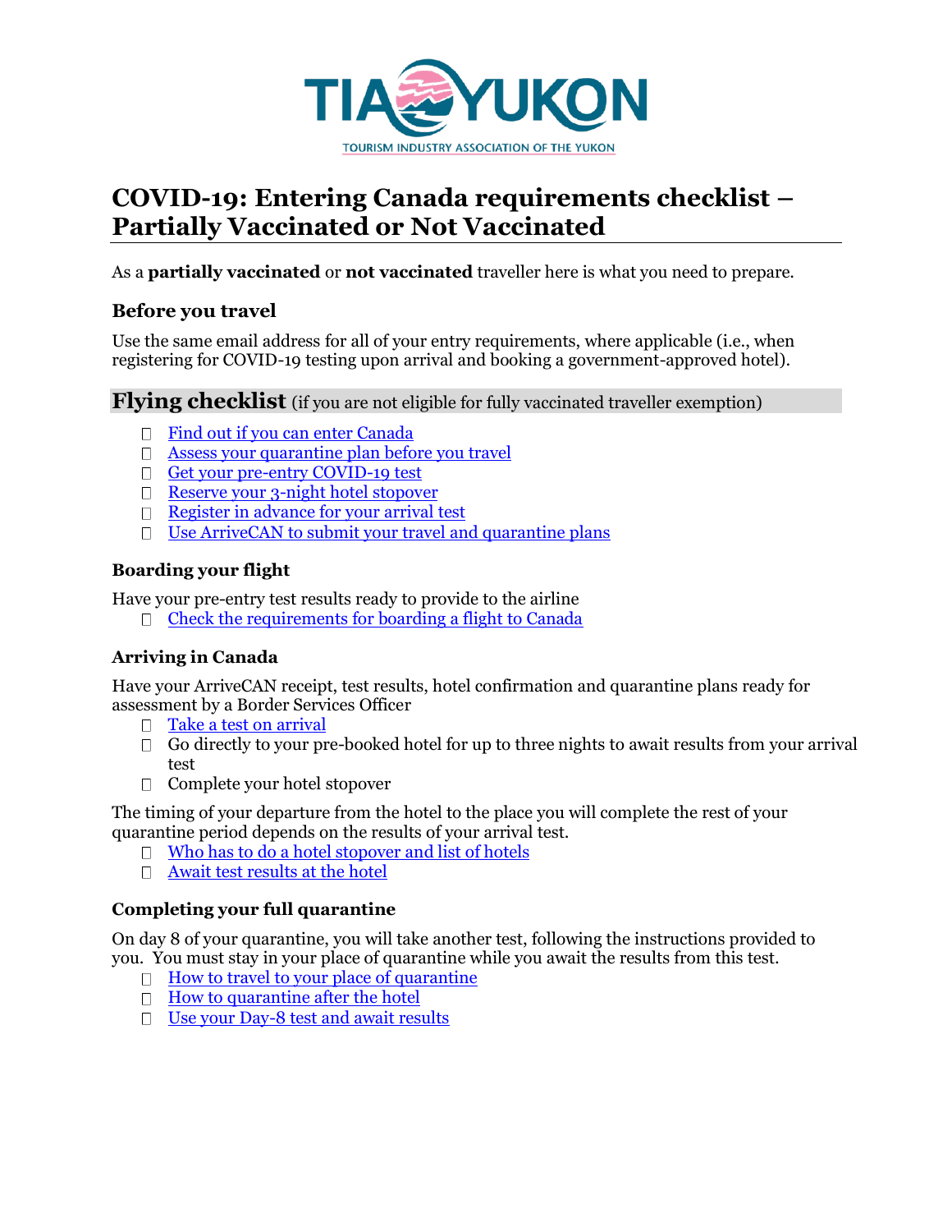TIA YUKON

TOURISM INDUSTRY ASSOCIATION OF THE YUKON

# COVID-19: Entering Canada requirements checklist – Partially Vaccinated or Not Vaccinated

As a **partially vaccinated** or **not vaccinated** traveller here is what you need to prepare.

## Before you travel

Use the same email address for all of your entry requirements, where applicable (i.e., when registering for COVID-19 testing upon arrival and booking a government-approved hotel).

## Flying checklist (if you are not eligible for fully vaccinated traveller exemption)

- [ ] Find out if you can enter Canada
- [ ] Assess your quarantine plan before you travel
- [ ] Get your pre-entry COVID-19 test
- [ ] Reserve your 3-night hotel stopover
- [ ] Register in advance for your arrival test
- [ ] Use ArriveCAN to submit your travel and quarantine plans

### Boarding your flight

Have your pre-entry test results ready to provide to the airline

- [ ] Check the requirements for boarding a flight to Canada

### Arriving in Canada

Have your ArriveCAN receipt, test results, hotel confirmation and quarantine plans ready for assessment by a Border Services Officer

- [ ] Take a test on arrival
- [ ] Go directly to your pre-booked hotel for up to three nights to await results from your arrival test
- [ ] Complete your hotel stopover

The timing of your departure from the hotel to the place you will complete the rest of your quarantine period depends on the results of your arrival test.

- [ ] Who has to do a hotel stopover and list of hotels
- [ ] Await test results at the hotel

### Completing your full quarantine

On day 8 of your quarantine, you will take another test, following the instructions provided to you. You must stay in your place of quarantine while you await the results from this test.

- [ ] How to travel to your place of quarantine
- [ ] How to quarantine after the hotel
- [ ] Use your Day-8 test and await results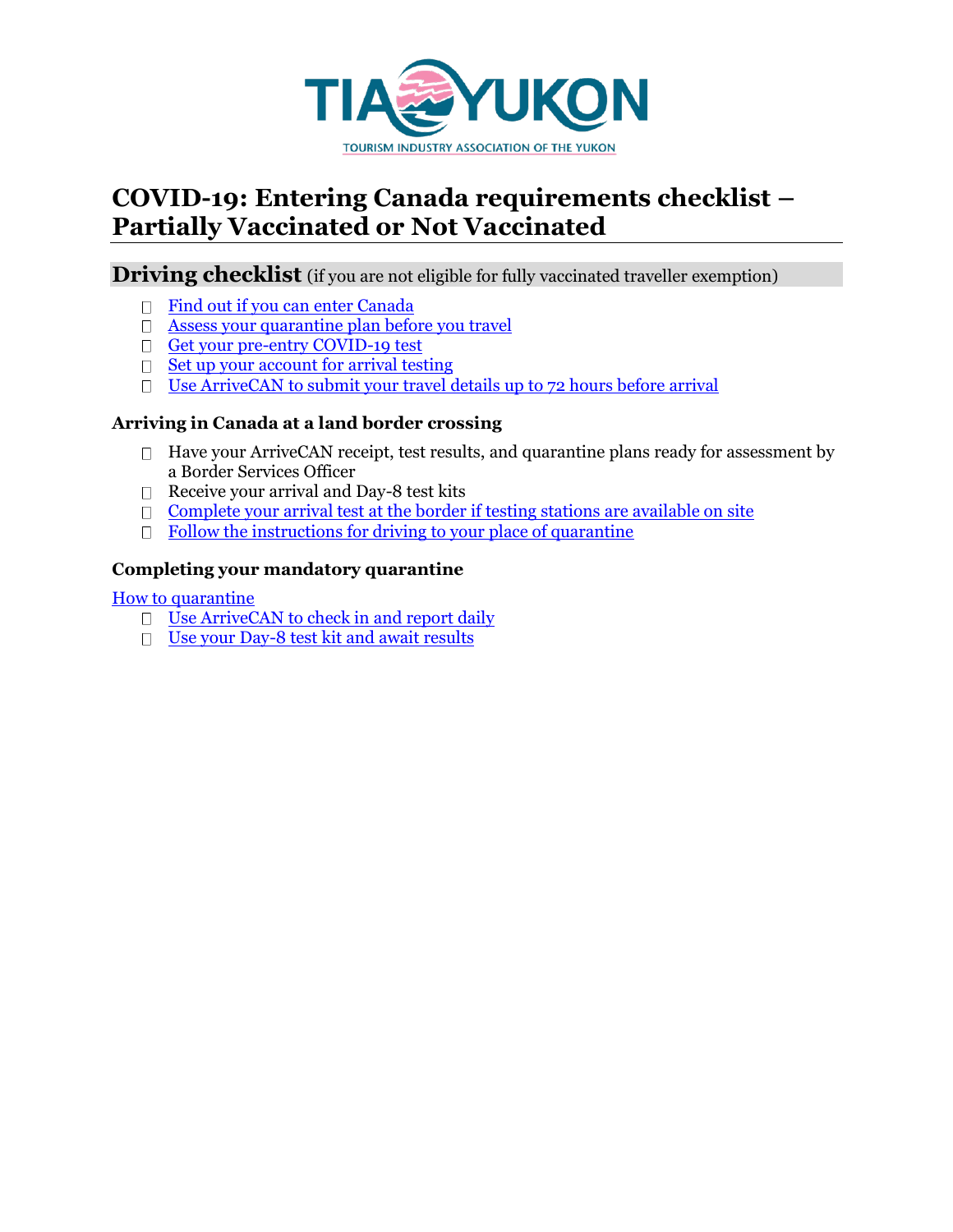TIA YUKON

TOURISM INDUSTRY ASSOCIATION OF THE YUKON

# COVID-19: Entering Canada requirements checklist – Partially Vaccinated or Not Vaccinated

## Driving checklist (if you are not eligible for fully vaccinated traveller exemption)

- ☐ Find out if you can enter Canada
- ☐ Assess your quarantine plan before you travel
- ☐ Get your pre-entry COVID-19 test
- ☐ Set up your account for arrival testing
- ☐ Use ArriveCAN to submit your travel details up to 72 hours before arrival

### Arriving in Canada at a land border crossing

- ☐ Have your ArriveCAN receipt, test results, and quarantine plans ready for assessment by a Border Services Officer
- ☐ Receive your arrival and Day-8 test kits
- ☐ Complete your arrival test at the border if testing stations are available on site
- ☐ Follow the instructions for driving to your place of quarantine

### Completing your mandatory quarantine

How to quarantine

- ☐ Use ArriveCAN to check in and report daily
- ☐ Use your Day-8 test kit and await results